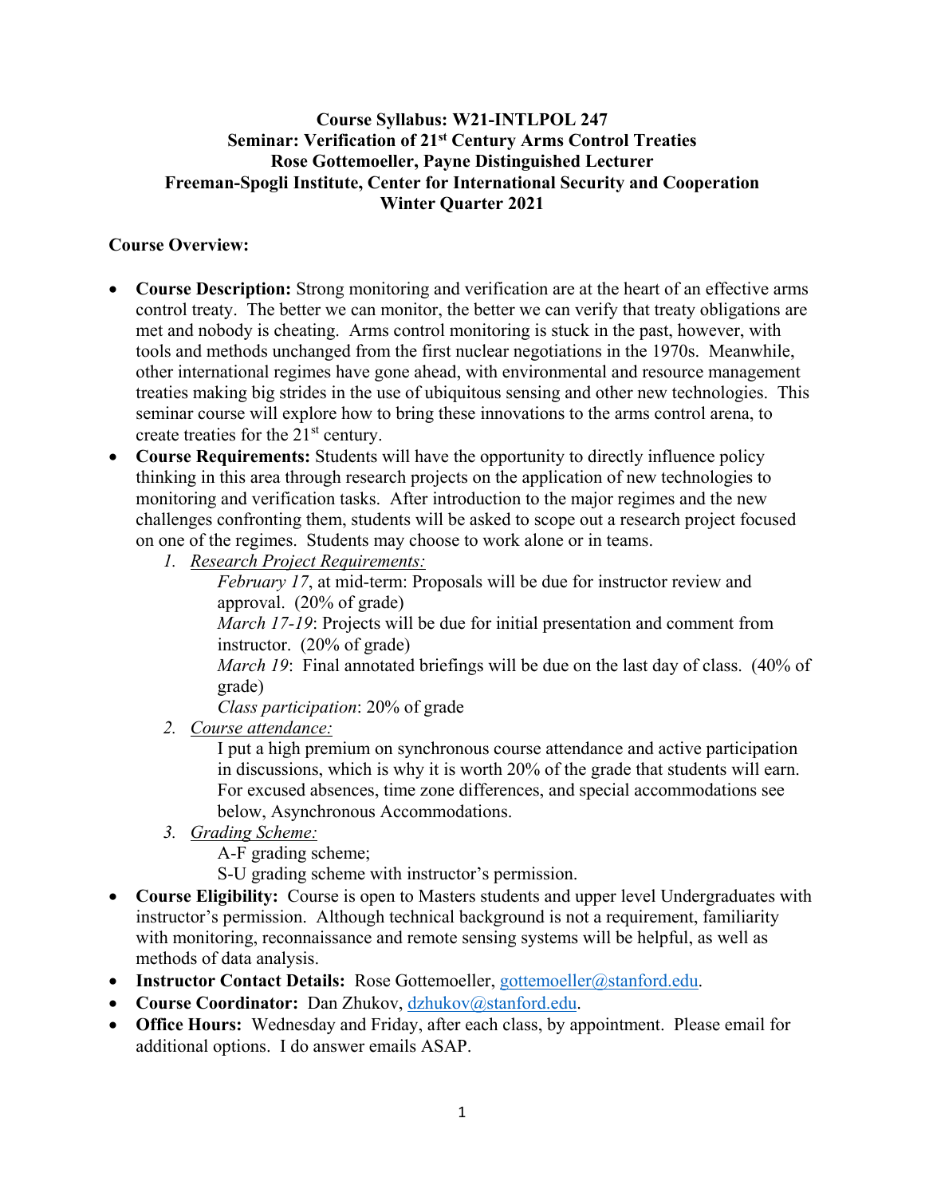**Course Syllabus: W21-INTLPOL 247**
**Seminar: Verification of 21st Century Arms Control Treaties**
**Rose Gottemoeller, Payne Distinguished Lecturer**
**Freeman-Spogli Institute, Center for International Security and Cooperation**
**Winter Quarter 2021**

**Course Overview:**

- **Course Description:** Strong monitoring and verification are at the heart of an effective arms control treaty. The better we can monitor, the better we can verify that treaty obligations are met and nobody is cheating. Arms control monitoring is stuck in the past, however, with tools and methods unchanged from the first nuclear negotiations in the 1970s. Meanwhile, other international regimes have gone ahead, with environmental and resource management treaties making big strides in the use of ubiquitous sensing and other new technologies. This seminar course will explore how to bring these innovations to the arms control arena, to create treaties for the 21st century.
- **Course Requirements:** Students will have the opportunity to directly influence policy thinking in this area through research projects on the application of new technologies to monitoring and verification tasks. After introduction to the major regimes and the new challenges confronting them, students will be asked to scope out a research project focused on one of the regimes. Students may choose to work alone or in teams.
  1. Research Project Requirements:

     *February 17*, at mid-term: Proposals will be due for instructor review and approval. (20% of grade)

     *March 17-19*: Projects will be due for initial presentation and comment from instructor. (20% of grade)

     *March 19*: Final annotated briefings will be due on the last day of class. (40% of grade)

     *Class participation*: 20% of grade
  2. Course attendance:

     I put a high premium on synchronous course attendance and active participation in discussions, which is why it is worth 20% of the grade that students will earn. For excused absences, time zone differences, and special accommodations see below, Asynchronous Accommodations.
  3. Grading Scheme:

     A-F grading scheme;

     S-U grading scheme with instructor's permission.
- **Course Eligibility:** Course is open to Masters students and upper level Undergraduates with instructor's permission. Although technical background is not a requirement, familiarity with monitoring, reconnaissance and remote sensing systems will be helpful, as well as methods of data analysis.
- **Instructor Contact Details:** Rose Gottemoeller, gottemoeller@stanford.edu.
- **Course Coordinator:** Dan Zhukov, dzhukov@stanford.edu.
- **Office Hours:** Wednesday and Friday, after each class, by appointment. Please email for additional options. I do answer emails ASAP.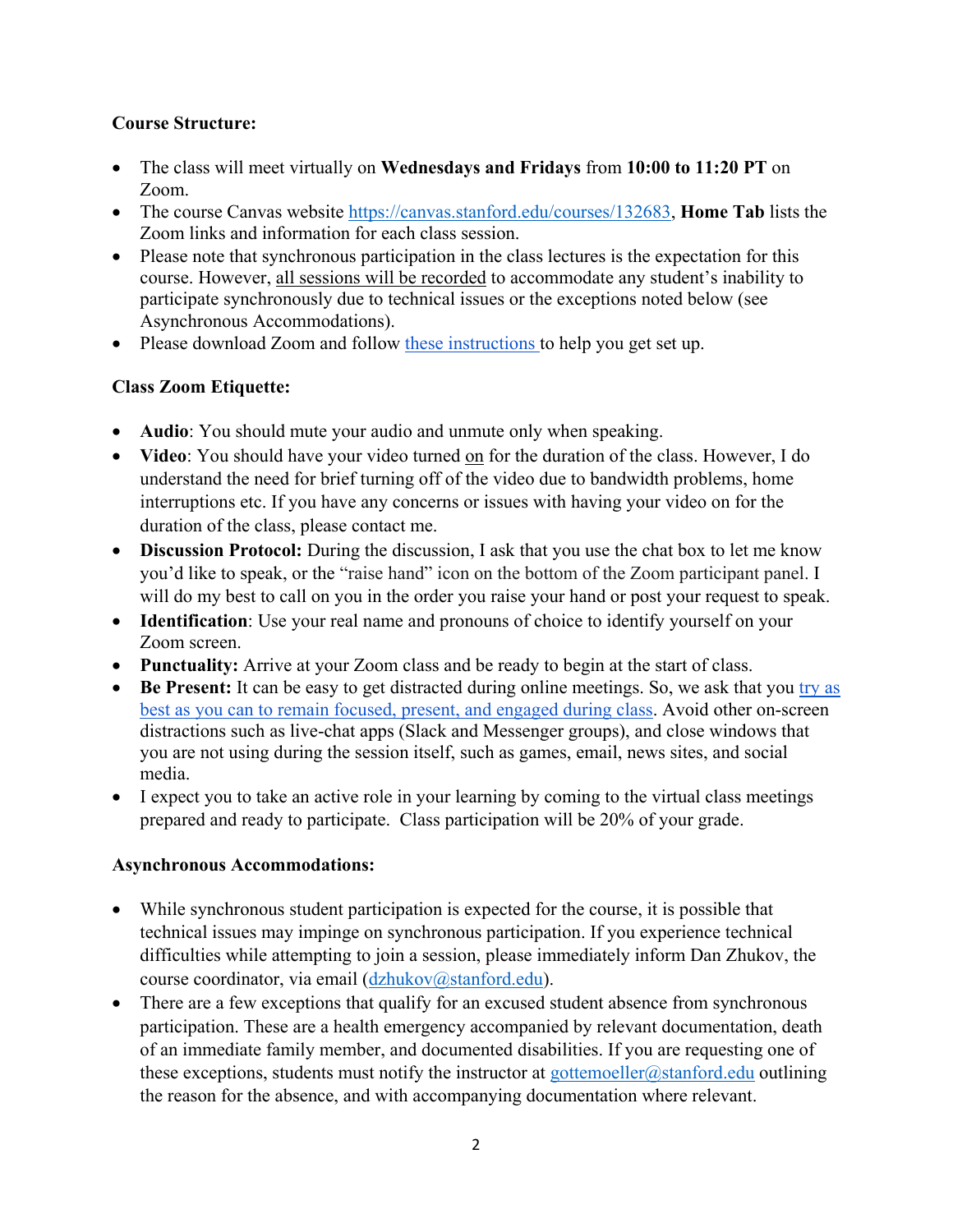**Course Structure:**

- The class will meet virtually on **Wednesdays and Fridays** from **10:00 to 11:20 PT** on Zoom.
- The course Canvas website [https://canvas.stanford.edu/courses/132683](https://canvas.stanford.edu/courses/132683), **Home Tab** lists the Zoom links and information for each class session.
- Please note that synchronous participation in the class lectures is the expectation for this course. However, all sessions will be recorded to accommodate any student's inability to participate synchronously due to technical issues or the exceptions noted below (see Asynchronous Accommodations).
- Please download Zoom and follow [these instructions](#) to help you get set up.

**Class Zoom Etiquette:**

- **Audio**: You should mute your audio and unmute only when speaking.
- **Video**: You should have your video turned on for the duration of the class. However, I do understand the need for brief turning off of the video due to bandwidth problems, home interruptions etc. If you have any concerns or issues with having your video on for the duration of the class, please contact me.
- **Discussion Protocol:** During the discussion, I ask that you use the chat box to let me know you'd like to speak, or the "raise hand" icon on the bottom of the Zoom participant panel. I will do my best to call on you in the order you raise your hand or post your request to speak.
- **Identification**: Use your real name and pronouns of choice to identify yourself on your Zoom screen.
- **Punctuality:** Arrive at your Zoom class and be ready to begin at the start of class.
- **Be Present:** It can be easy to get distracted during online meetings. So, we ask that you [try as best as you can to remain focused, present, and engaged during class](#). Avoid other on-screen distractions such as live-chat apps (Slack and Messenger groups), and close windows that you are not using during the session itself, such as games, email, news sites, and social media.
- I expect you to take an active role in your learning by coming to the virtual class meetings prepared and ready to participate. Class participation will be 20% of your grade.

**Asynchronous Accommodations:**

- While synchronous student participation is expected for the course, it is possible that technical issues may impinge on synchronous participation. If you experience technical difficulties while attempting to join a session, please immediately inform Dan Zhukov, the course coordinator, via email ([dzhukov@stanford.edu](mailto:dzhukov@stanford.edu)).
- There are a few exceptions that qualify for an excused student absence from synchronous participation. These are a health emergency accompanied by relevant documentation, death of an immediate family member, and documented disabilities. If you are requesting one of these exceptions, students must notify the instructor at [gottemoeller@stanford.edu](mailto:gottemoeller@stanford.edu) outlining the reason for the absence, and with accompanying documentation where relevant.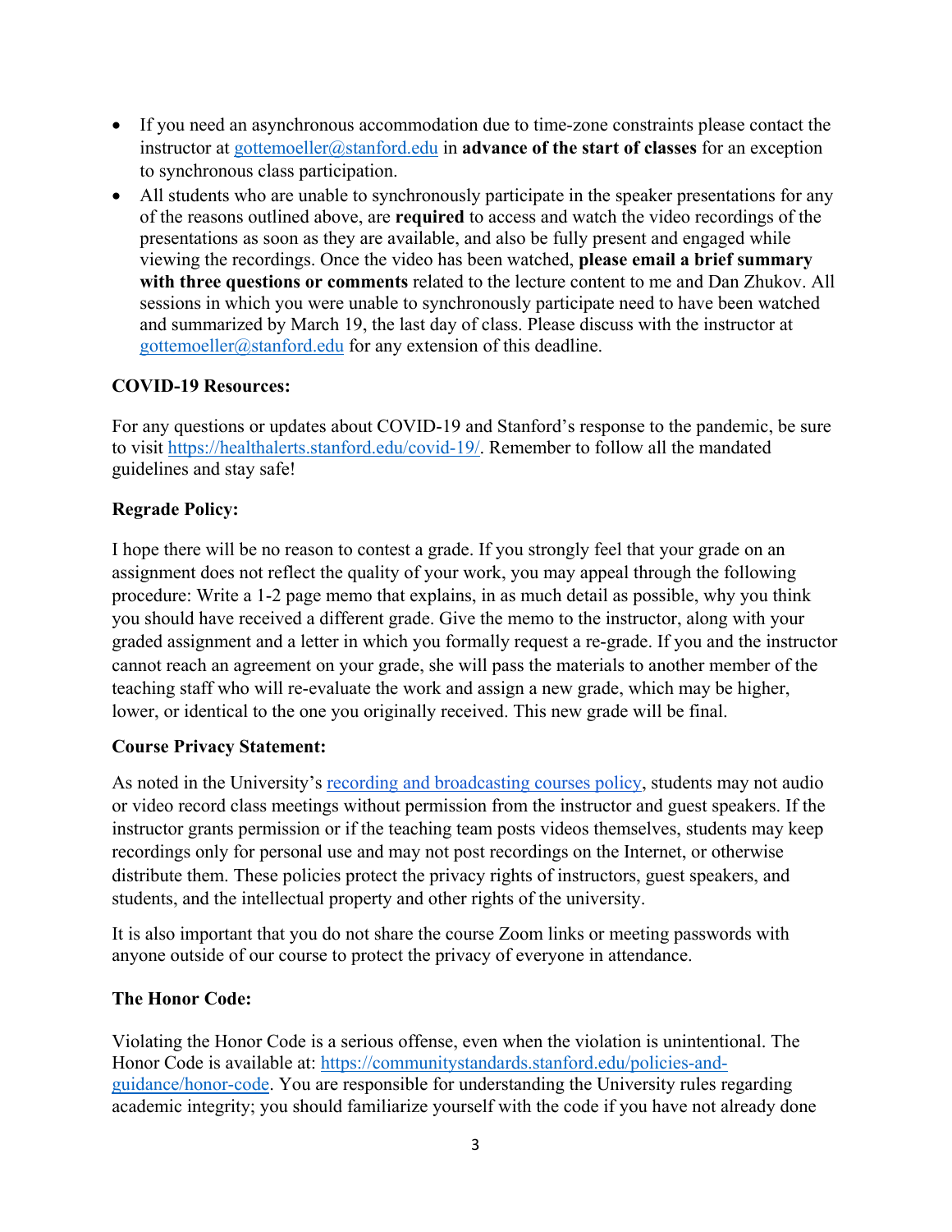- If you need an asynchronous accommodation due to time-zone constraints please contact the instructor at gottemoeller@stanford.edu in **advance of the start of classes** for an exception to synchronous class participation.
- All students who are unable to synchronously participate in the speaker presentations for any of the reasons outlined above, are **required** to access and watch the video recordings of the presentations as soon as they are available, and also be fully present and engaged while viewing the recordings. Once the video has been watched, **please email a brief summary with three questions or comments** related to the lecture content to me and Dan Zhukov. All sessions in which you were unable to synchronously participate need to have been watched and summarized by March 19, the last day of class. Please discuss with the instructor at gottemoeller@stanford.edu for any extension of this deadline.

**COVID-19 Resources:**

For any questions or updates about COVID-19 and Stanford's response to the pandemic, be sure to visit https://healthalerts.stanford.edu/covid-19/. Remember to follow all the mandated guidelines and stay safe!

**Regrade Policy:**

I hope there will be no reason to contest a grade. If you strongly feel that your grade on an assignment does not reflect the quality of your work, you may appeal through the following procedure: Write a 1-2 page memo that explains, in as much detail as possible, why you think you should have received a different grade. Give the memo to the instructor, along with your graded assignment and a letter in which you formally request a re-grade. If you and the instructor cannot reach an agreement on your grade, she will pass the materials to another member of the teaching staff who will re-evaluate the work and assign a new grade, which may be higher, lower, or identical to the one you originally received. This new grade will be final.

**Course Privacy Statement:**

As noted in the University's recording and broadcasting courses policy, students may not audio or video record class meetings without permission from the instructor and guest speakers. If the instructor grants permission or if the teaching team posts videos themselves, students may keep recordings only for personal use and may not post recordings on the Internet, or otherwise distribute them. These policies protect the privacy rights of instructors, guest speakers, and students, and the intellectual property and other rights of the university.

It is also important that you do not share the course Zoom links or meeting passwords with anyone outside of our course to protect the privacy of everyone in attendance.

**The Honor Code:**

Violating the Honor Code is a serious offense, even when the violation is unintentional. The Honor Code is available at: https://communitystandards.stanford.edu/policies-and-guidance/honor-code. You are responsible for understanding the University rules regarding academic integrity; you should familiarize yourself with the code if you have not already done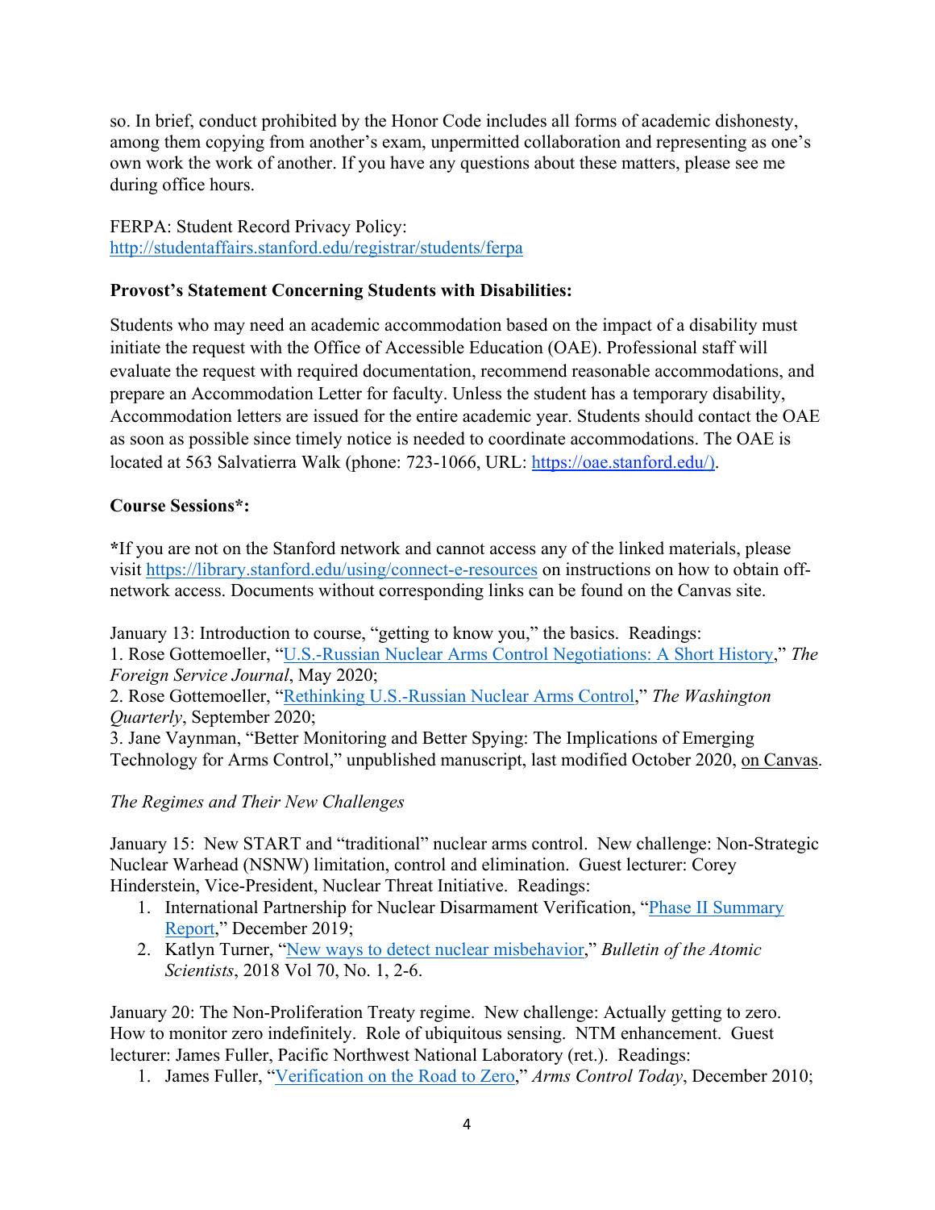so. In brief, conduct prohibited by the Honor Code includes all forms of academic dishonesty, among them copying from another's exam, unpermitted collaboration and representing as one's own work the work of another. If you have any questions about these matters, please see me during office hours.

FERPA: Student Record Privacy Policy:
http://studentaffairs.stanford.edu/registrar/students/ferpa

**Provost's Statement Concerning Students with Disabilities:**

Students who may need an academic accommodation based on the impact of a disability must initiate the request with the Office of Accessible Education (OAE). Professional staff will evaluate the request with required documentation, recommend reasonable accommodations, and prepare an Accommodation Letter for faculty. Unless the student has a temporary disability, Accommodation letters are issued for the entire academic year. Students should contact the OAE as soon as possible since timely notice is needed to coordinate accommodations. The OAE is located at 563 Salvatierra Walk (phone: 723-1066, URL: https://oae.stanford.edu/).

**Course Sessions*:**

**\***If you are not on the Stanford network and cannot access any of the linked materials, please visit https://library.stanford.edu/using/connect-e-resources on instructions on how to obtain off-network access. Documents without corresponding links can be found on the Canvas site.

January 13: Introduction to course, "getting to know you," the basics. Readings:
1. Rose Gottemoeller, "U.S.-Russian Nuclear Arms Control Negotiations: A Short History," *The Foreign Service Journal*, May 2020;
2. Rose Gottemoeller, "Rethinking U.S.-Russian Nuclear Arms Control," *The Washington Quarterly*, September 2020;
3. Jane Vaynman, "Better Monitoring and Better Spying: The Implications of Emerging Technology for Arms Control," unpublished manuscript, last modified October 2020, on Canvas.

*The Regimes and Their New Challenges*

January 15: New START and "traditional" nuclear arms control. New challenge: Non-Strategic Nuclear Warhead (NSNW) limitation, control and elimination. Guest lecturer: Corey Hinderstein, Vice-President, Nuclear Threat Initiative. Readings:

1. International Partnership for Nuclear Disarmament Verification, "Phase II Summary Report," December 2019;
2. Katlyn Turner, "New ways to detect nuclear misbehavior," *Bulletin of the Atomic Scientists*, 2018 Vol 70, No. 1, 2-6.

January 20: The Non-Proliferation Treaty regime. New challenge: Actually getting to zero. How to monitor zero indefinitely. Role of ubiquitous sensing. NTM enhancement. Guest lecturer: James Fuller, Pacific Northwest National Laboratory (ret.). Readings:

1. James Fuller, "Verification on the Road to Zero," *Arms Control Today*, December 2010;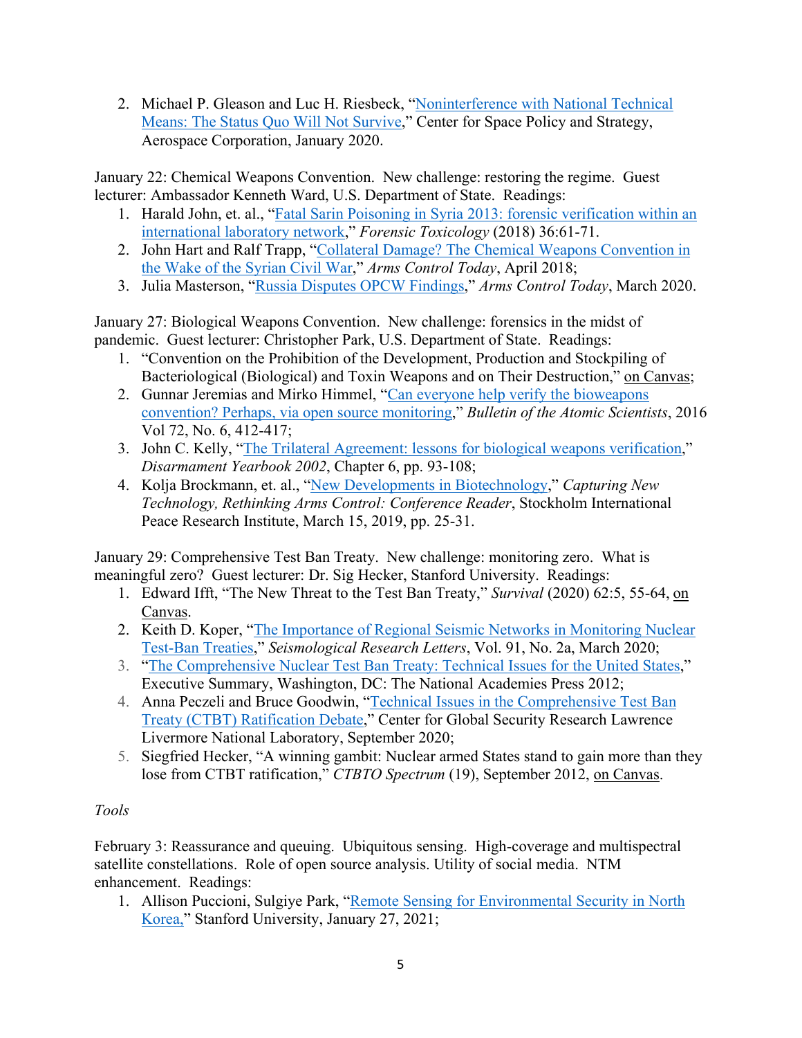2. Michael P. Gleason and Luc H. Riesbeck, "Noninterference with National Technical Means: The Status Quo Will Not Survive," Center for Space Policy and Strategy, Aerospace Corporation, January 2020.

January 22: Chemical Weapons Convention. New challenge: restoring the regime. Guest lecturer: Ambassador Kenneth Ward, U.S. Department of State. Readings:

1. Harald John, et. al., "Fatal Sarin Poisoning in Syria 2013: forensic verification within an international laboratory network," *Forensic Toxicology* (2018) 36:61-71.
2. John Hart and Ralf Trapp, "Collateral Damage? The Chemical Weapons Convention in the Wake of the Syrian Civil War," *Arms Control Today*, April 2018;
3. Julia Masterson, "Russia Disputes OPCW Findings," *Arms Control Today*, March 2020.

January 27: Biological Weapons Convention. New challenge: forensics in the midst of pandemic. Guest lecturer: Christopher Park, U.S. Department of State. Readings:

1. "Convention on the Prohibition of the Development, Production and Stockpiling of Bacteriological (Biological) and Toxin Weapons and on Their Destruction," on Canvas;
2. Gunnar Jeremias and Mirko Himmel, "Can everyone help verify the bioweapons convention? Perhaps, via open source monitoring," *Bulletin of the Atomic Scientists*, 2016 Vol 72, No. 6, 412-417;
3. John C. Kelly, "The Trilateral Agreement: lessons for biological weapons verification," *Disarmament Yearbook 2002*, Chapter 6, pp. 93-108;
4. Kolja Brockmann, et. al., "New Developments in Biotechnology," *Capturing New Technology, Rethinking Arms Control: Conference Reader*, Stockholm International Peace Research Institute, March 15, 2019, pp. 25-31.

January 29: Comprehensive Test Ban Treaty. New challenge: monitoring zero. What is meaningful zero? Guest lecturer: Dr. Sig Hecker, Stanford University. Readings:

1. Edward Ifft, "The New Threat to the Test Ban Treaty," *Survival* (2020) 62:5, 55-64, on Canvas.
2. Keith D. Koper, "The Importance of Regional Seismic Networks in Monitoring Nuclear Test-Ban Treaties," *Seismological Research Letters*, Vol. 91, No. 2a, March 2020;
3. "The Comprehensive Nuclear Test Ban Treaty: Technical Issues for the United States," Executive Summary, Washington, DC: The National Academies Press 2012;
4. Anna Peczeli and Bruce Goodwin, "Technical Issues in the Comprehensive Test Ban Treaty (CTBT) Ratification Debate," Center for Global Security Research Lawrence Livermore National Laboratory, September 2020;
5. Siegfried Hecker, "A winning gambit: Nuclear armed States stand to gain more than they lose from CTBT ratification," *CTBTO Spectrum* (19), September 2012, on Canvas.

*Tools*

February 3: Reassurance and queuing. Ubiquitous sensing. High-coverage and multispectral satellite constellations. Role of open source analysis. Utility of social media. NTM enhancement. Readings:

1. Allison Puccioni, Sulgiye Park, "Remote Sensing for Environmental Security in North Korea," Stanford University, January 27, 2021;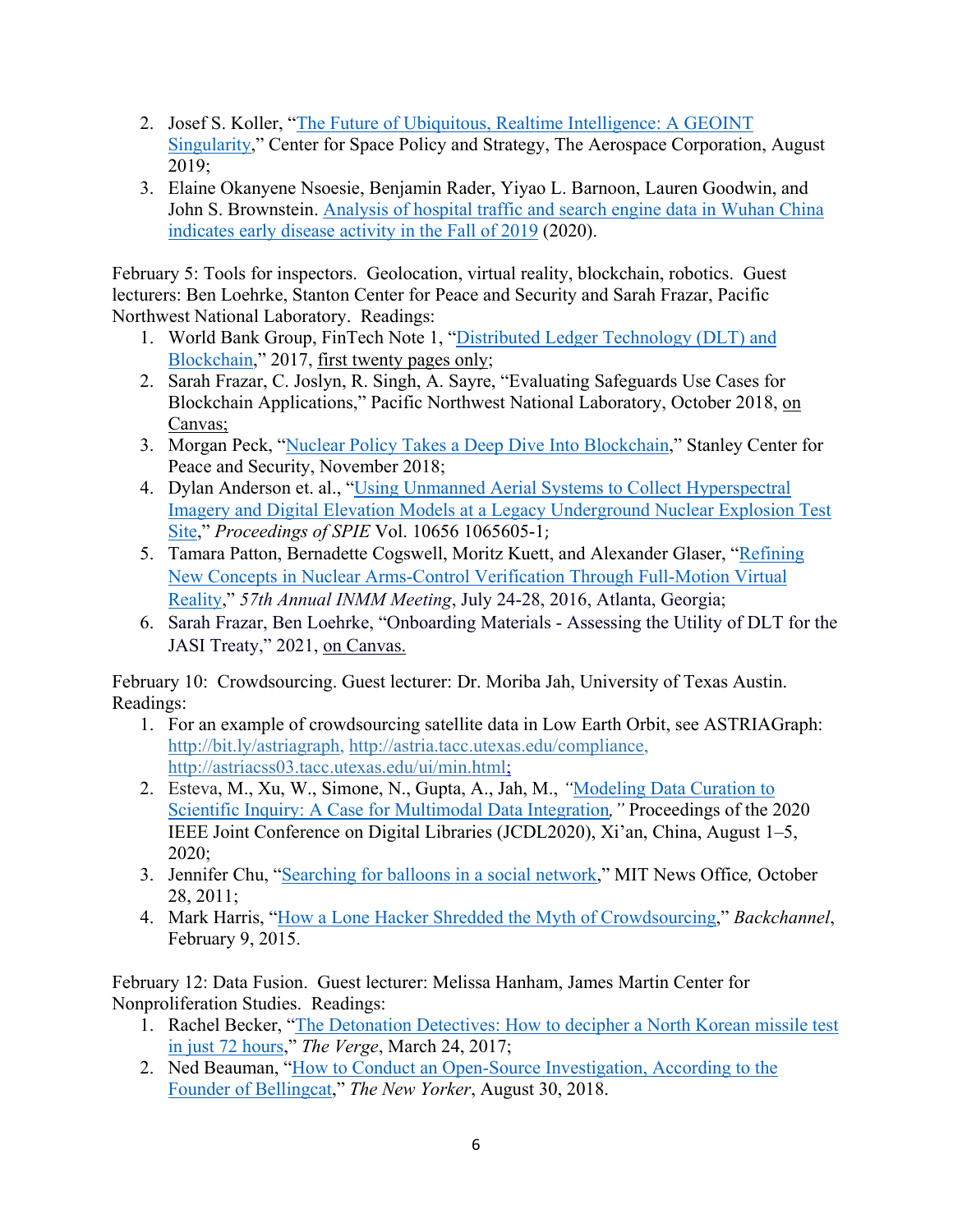2. Josef S. Koller, "The Future of Ubiquitous, Realtime Intelligence: A GEOINT Singularity," Center for Space Policy and Strategy, The Aerospace Corporation, August 2019;
3. Elaine Okanyene Nsoesie, Benjamin Rader, Yiyao L. Barnoon, Lauren Goodwin, and John S. Brownstein. Analysis of hospital traffic and search engine data in Wuhan China indicates early disease activity in the Fall of 2019 (2020).

February 5: Tools for inspectors. Geolocation, virtual reality, blockchain, robotics. Guest lecturers: Ben Loehrke, Stanton Center for Peace and Security and Sarah Frazar, Pacific Northwest National Laboratory. Readings:

1. World Bank Group, FinTech Note 1, "Distributed Ledger Technology (DLT) and Blockchain," 2017, first twenty pages only;
2. Sarah Frazar, C. Joslyn, R. Singh, A. Sayre, "Evaluating Safeguards Use Cases for Blockchain Applications," Pacific Northwest National Laboratory, October 2018, on Canvas;
3. Morgan Peck, "Nuclear Policy Takes a Deep Dive Into Blockchain," Stanley Center for Peace and Security, November 2018;
4. Dylan Anderson et. al., "Using Unmanned Aerial Systems to Collect Hyperspectral Imagery and Digital Elevation Models at a Legacy Underground Nuclear Explosion Test Site," *Proceedings of SPIE* Vol. 10656 1065605-1;
5. Tamara Patton, Bernadette Cogswell, Moritz Kuett, and Alexander Glaser, "Refining New Concepts in Nuclear Arms-Control Verification Through Full-Motion Virtual Reality," *57th Annual INMM Meeting*, July 24-28, 2016, Atlanta, Georgia;
6. Sarah Frazar, Ben Loehrke, "Onboarding Materials - Assessing the Utility of DLT for the JASI Treaty," 2021, on Canvas.

February 10: Crowdsourcing. Guest lecturer: Dr. Moriba Jah, University of Texas Austin. Readings:

1. For an example of crowdsourcing satellite data in Low Earth Orbit, see ASTRIAGraph: http://bit.ly/astriagraph, http://astria.tacc.utexas.edu/compliance, http://astriacss03.tacc.utexas.edu/ui/min.html;
2. Esteva, M., Xu, W., Simone, N., Gupta, A., Jah, M., *"*Modeling Data Curation to Scientific Inquiry: A Case for Multimodal Data Integration*,"* Proceedings of the 2020 IEEE Joint Conference on Digital Libraries (JCDL2020), Xi'an, China, August 1–5, 2020;
3. Jennifer Chu, "Searching for balloons in a social network," MIT News Office*,* October 28, 2011;
4. Mark Harris, "How a Lone Hacker Shredded the Myth of Crowdsourcing," *Backchannel*, February 9, 2015.

February 12: Data Fusion. Guest lecturer: Melissa Hanham, James Martin Center for Nonproliferation Studies. Readings:

1. Rachel Becker, "The Detonation Detectives: How to decipher a North Korean missile test in just 72 hours," *The Verge*, March 24, 2017;
2. Ned Beauman, "How to Conduct an Open-Source Investigation, According to the Founder of Bellingcat," *The New Yorker*, August 30, 2018.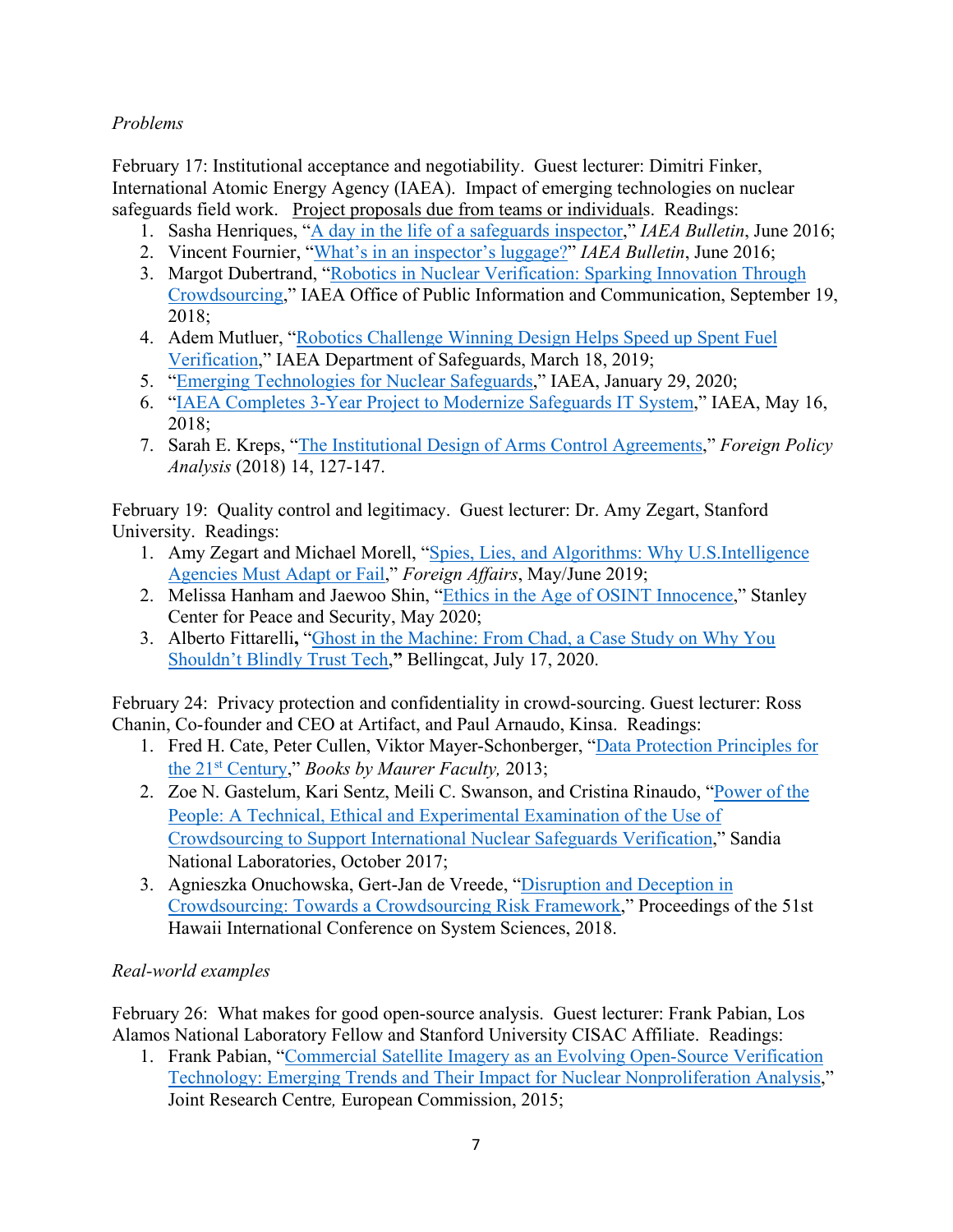*Problems*

February 17: Institutional acceptance and negotiability. Guest lecturer: Dimitri Finker, International Atomic Energy Agency (IAEA). Impact of emerging technologies on nuclear safeguards field work. Project proposals due from teams or individuals. Readings:

1. Sasha Henriques, "A day in the life of a safeguards inspector," *IAEA Bulletin*, June 2016;
2. Vincent Fournier, "What's in an inspector's luggage?" *IAEA Bulletin*, June 2016;
3. Margot Dubertrand, "Robotics in Nuclear Verification: Sparking Innovation Through Crowdsourcing," IAEA Office of Public Information and Communication, September 19, 2018;
4. Adem Mutluer, "Robotics Challenge Winning Design Helps Speed up Spent Fuel Verification," IAEA Department of Safeguards, March 18, 2019;
5. "Emerging Technologies for Nuclear Safeguards," IAEA, January 29, 2020;
6. "IAEA Completes 3-Year Project to Modernize Safeguards IT System," IAEA, May 16, 2018;
7. Sarah E. Kreps, "The Institutional Design of Arms Control Agreements," *Foreign Policy Analysis* (2018) 14, 127-147.

February 19: Quality control and legitimacy. Guest lecturer: Dr. Amy Zegart, Stanford University. Readings:

1. Amy Zegart and Michael Morell, "Spies, Lies, and Algorithms: Why U.S.Intelligence Agencies Must Adapt or Fail," *Foreign Affairs*, May/June 2019;
2. Melissa Hanham and Jaewoo Shin, "Ethics in the Age of OSINT Innocence," Stanley Center for Peace and Security, May 2020;
3. Alberto Fittarelli**,** "Ghost in the Machine: From Chad, a Case Study on Why You Shouldn't Blindly Trust Tech,**"** Bellingcat, July 17, 2020.

February 24: Privacy protection and confidentiality in crowd-sourcing. Guest lecturer: Ross Chanin, Co-founder and CEO at Artifact, and Paul Arnaudo, Kinsa. Readings:

1. Fred H. Cate, Peter Cullen, Viktor Mayer-Schonberger, "Data Protection Principles for the 21st Century," *Books by Maurer Faculty,* 2013;
2. Zoe N. Gastelum, Kari Sentz, Meili C. Swanson, and Cristina Rinaudo, "Power of the People: A Technical, Ethical and Experimental Examination of the Use of Crowdsourcing to Support International Nuclear Safeguards Verification," Sandia National Laboratories, October 2017;
3. Agnieszka Onuchowska, Gert-Jan de Vreede, "Disruption and Deception in Crowdsourcing: Towards a Crowdsourcing Risk Framework," Proceedings of the 51st Hawaii International Conference on System Sciences, 2018.

*Real-world examples*

February 26: What makes for good open-source analysis. Guest lecturer: Frank Pabian, Los Alamos National Laboratory Fellow and Stanford University CISAC Affiliate. Readings:

1. Frank Pabian, "Commercial Satellite Imagery as an Evolving Open-Source Verification Technology: Emerging Trends and Their Impact for Nuclear Nonproliferation Analysis," Joint Research Centre*,* European Commission, 2015;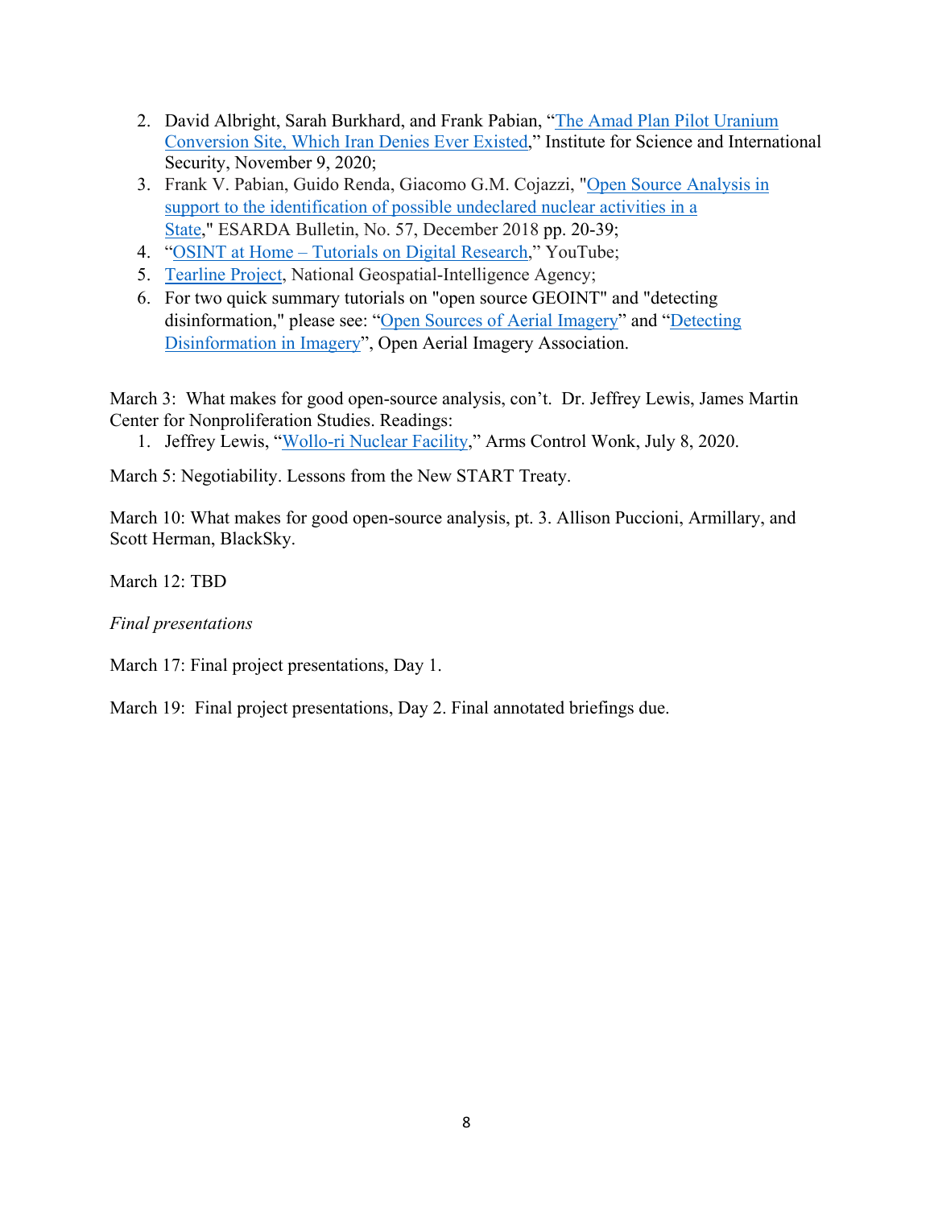2. David Albright, Sarah Burkhard, and Frank Pabian, "The Amad Plan Pilot Uranium Conversion Site, Which Iran Denies Ever Existed," Institute for Science and International Security, November 9, 2020;
3. Frank V. Pabian, Guido Renda, Giacomo G.M. Cojazzi, "Open Source Analysis in support to the identification of possible undeclared nuclear activities in a State," ESARDA Bulletin, No. 57, December 2018 pp. 20-39;
4. "OSINT at Home – Tutorials on Digital Research," YouTube;
5. Tearline Project, National Geospatial-Intelligence Agency;
6. For two quick summary tutorials on "open source GEOINT" and "detecting disinformation," please see: "Open Sources of Aerial Imagery" and "Detecting Disinformation in Imagery", Open Aerial Imagery Association.

March 3: What makes for good open-source analysis, con't. Dr. Jeffrey Lewis, James Martin Center for Nonproliferation Studies. Readings:

1. Jeffrey Lewis, "Wollo-ri Nuclear Facility," Arms Control Wonk, July 8, 2020.

March 5: Negotiability. Lessons from the New START Treaty.

March 10: What makes for good open-source analysis, pt. 3. Allison Puccioni, Armillary, and Scott Herman, BlackSky.

March 12: TBD

*Final presentations*

March 17: Final project presentations, Day 1.

March 19: Final project presentations, Day 2. Final annotated briefings due.